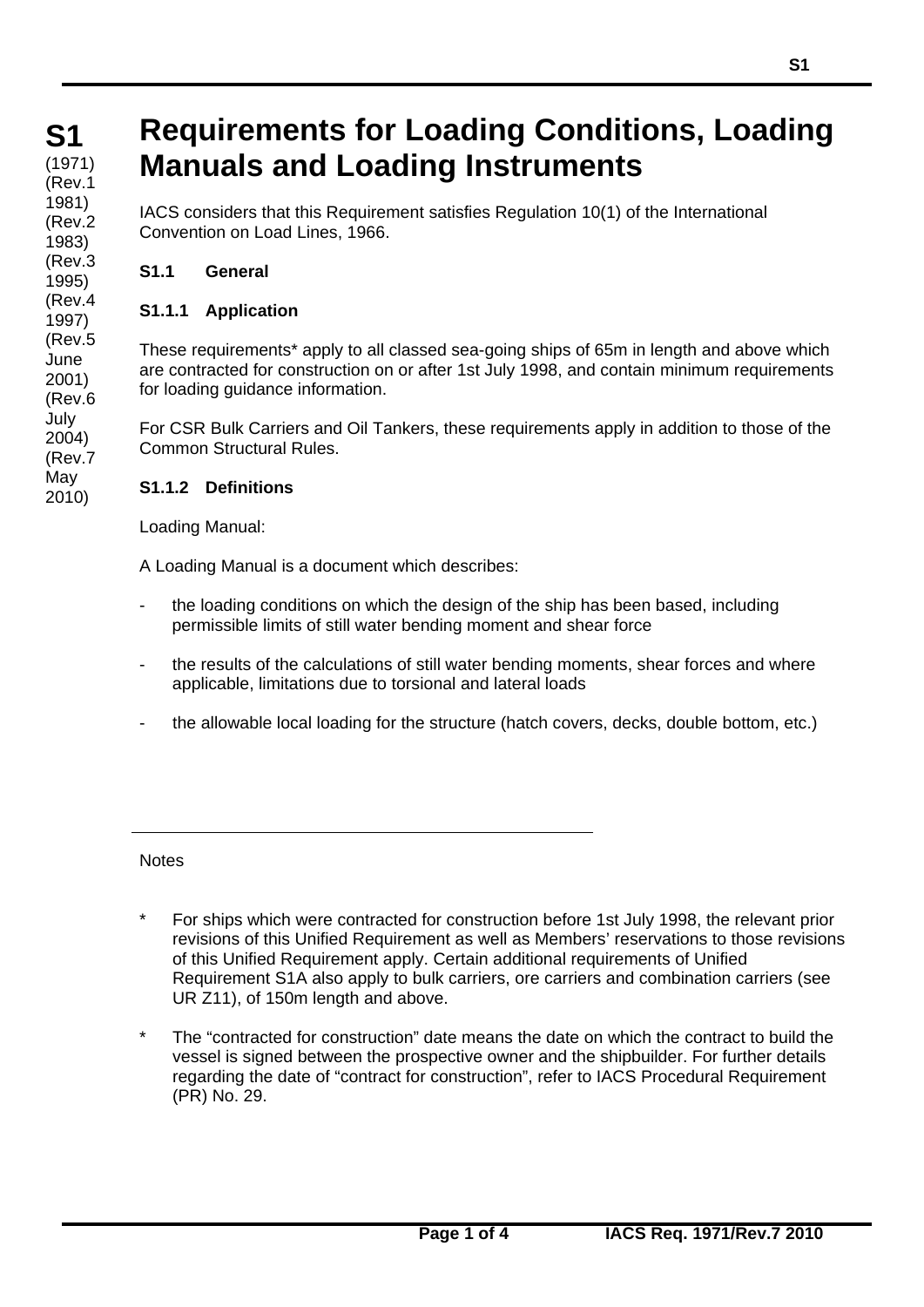# S1

(1971) (Rev.1 1981) (Rev.2 1983) (Rev.3 1995) (Rev.4 1997) (Rev.5 June 2001) (Rev.6 July 2004) (Rev.7 May 2010)

# Requirements for Loading Conditions, Loading Manuals and Loading Instruments

IACS considers that this Requirement satisfies Regulation 10(1) of the International Convention on Load Lines, 1966.

## S1.1 General

### S1.1.1 Application

These requirements* apply to all classed sea-going ships of 65m in length and above which are contracted for construction on or after 1st July 1998, and contain minimum requirements for loading guidance information.

For CSR Bulk Carriers and Oil Tankers, these requirements apply in addition to those of the Common Structural Rules.

### S1.1.2 Definitions

Loading Manual:

A Loading Manual is a document which describes:

- the loading conditions on which the design of the ship has been based, including permissible limits of still water bending moment and shear force
- the results of the calculations of still water bending moments, shear forces and where applicable, limitations due to torsional and lateral loads
- the allowable local loading for the structure (hatch covers, decks, double bottom, etc.)

---

Notes

\* For ships which were contracted for construction before 1st July 1998, the relevant prior revisions of this Unified Requirement as well as Members' reservations to those revisions of this Unified Requirement apply. Certain additional requirements of Unified Requirement S1A also apply to bulk carriers, ore carriers and combination carriers (see UR Z11), of 150m length and above.

\* The "contracted for construction" date means the date on which the contract to build the vessel is signed between the prospective owner and the shipbuilder. For further details regarding the date of "contract for construction", refer to IACS Procedural Requirement (PR) No. 29.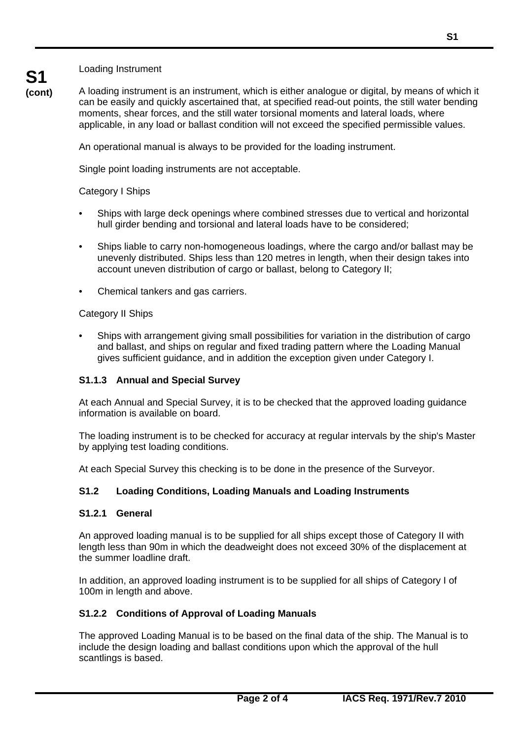Loading Instrument

A loading instrument is an instrument, which is either analogue or digital, by means of which it can be easily and quickly ascertained that, at specified read-out points, the still water bending moments, shear forces, and the still water torsional moments and lateral loads, where applicable, in any load or ballast condition will not exceed the specified permissible values.

An operational manual is always to be provided for the loading instrument.

Single point loading instruments are not acceptable.

Category I Ships

- Ships with large deck openings where combined stresses due to vertical and horizontal hull girder bending and torsional and lateral loads have to be considered;
- Ships liable to carry non-homogeneous loadings, where the cargo and/or ballast may be unevenly distributed. Ships less than 120 metres in length, when their design takes into account uneven distribution of cargo or ballast, belong to Category II;
- Chemical tankers and gas carriers.

Category II Ships

- Ships with arrangement giving small possibilities for variation in the distribution of cargo and ballast, and ships on regular and fixed trading pattern where the Loading Manual gives sufficient guidance, and in addition the exception given under Category I.

### S1.1.3 Annual and Special Survey

At each Annual and Special Survey, it is to be checked that the approved loading guidance information is available on board.

The loading instrument is to be checked for accuracy at regular intervals by the ship's Master by applying test loading conditions.

At each Special Survey this checking is to be done in the presence of the Surveyor.

## S1.2 Loading Conditions, Loading Manuals and Loading Instruments

### S1.2.1 General

An approved loading manual is to be supplied for all ships except those of Category II with length less than 90m in which the deadweight does not exceed 30% of the displacement at the summer loadline draft.

In addition, an approved loading instrument is to be supplied for all ships of Category I of 100m in length and above.

### S1.2.2 Conditions of Approval of Loading Manuals

The approved Loading Manual is to be based on the final data of the ship. The Manual is to include the design loading and ballast conditions upon which the approval of the hull scantlings is based.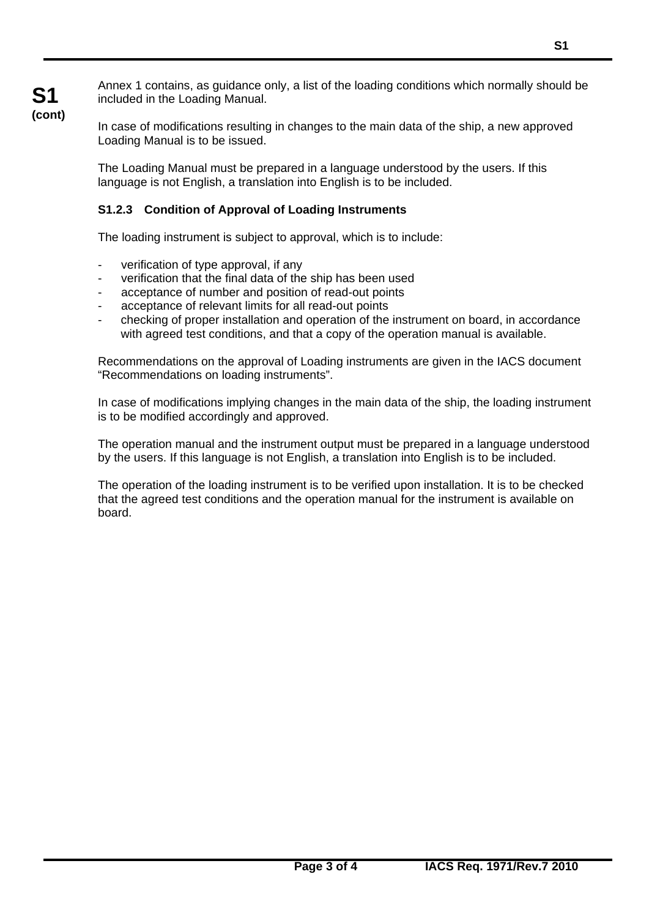Annex 1 contains, as guidance only, a list of the loading conditions which normally should be included in the Loading Manual.

In case of modifications resulting in changes to the main data of the ship, a new approved Loading Manual is to be issued.

The Loading Manual must be prepared in a language understood by the users. If this language is not English, a translation into English is to be included.

### S1.2.3 Condition of Approval of Loading Instruments

The loading instrument is subject to approval, which is to include:

- verification of type approval, if any
- verification that the final data of the ship has been used
- acceptance of number and position of read-out points
- acceptance of relevant limits for all read-out points
- checking of proper installation and operation of the instrument on board, in accordance with agreed test conditions, and that a copy of the operation manual is available.

Recommendations on the approval of Loading instruments are given in the IACS document "Recommendations on loading instruments".

In case of modifications implying changes in the main data of the ship, the loading instrument is to be modified accordingly and approved.

The operation manual and the instrument output must be prepared in a language understood by the users. If this language is not English, a translation into English is to be included.

The operation of the loading instrument is to be verified upon installation. It is to be checked that the agreed test conditions and the operation manual for the instrument is available on board.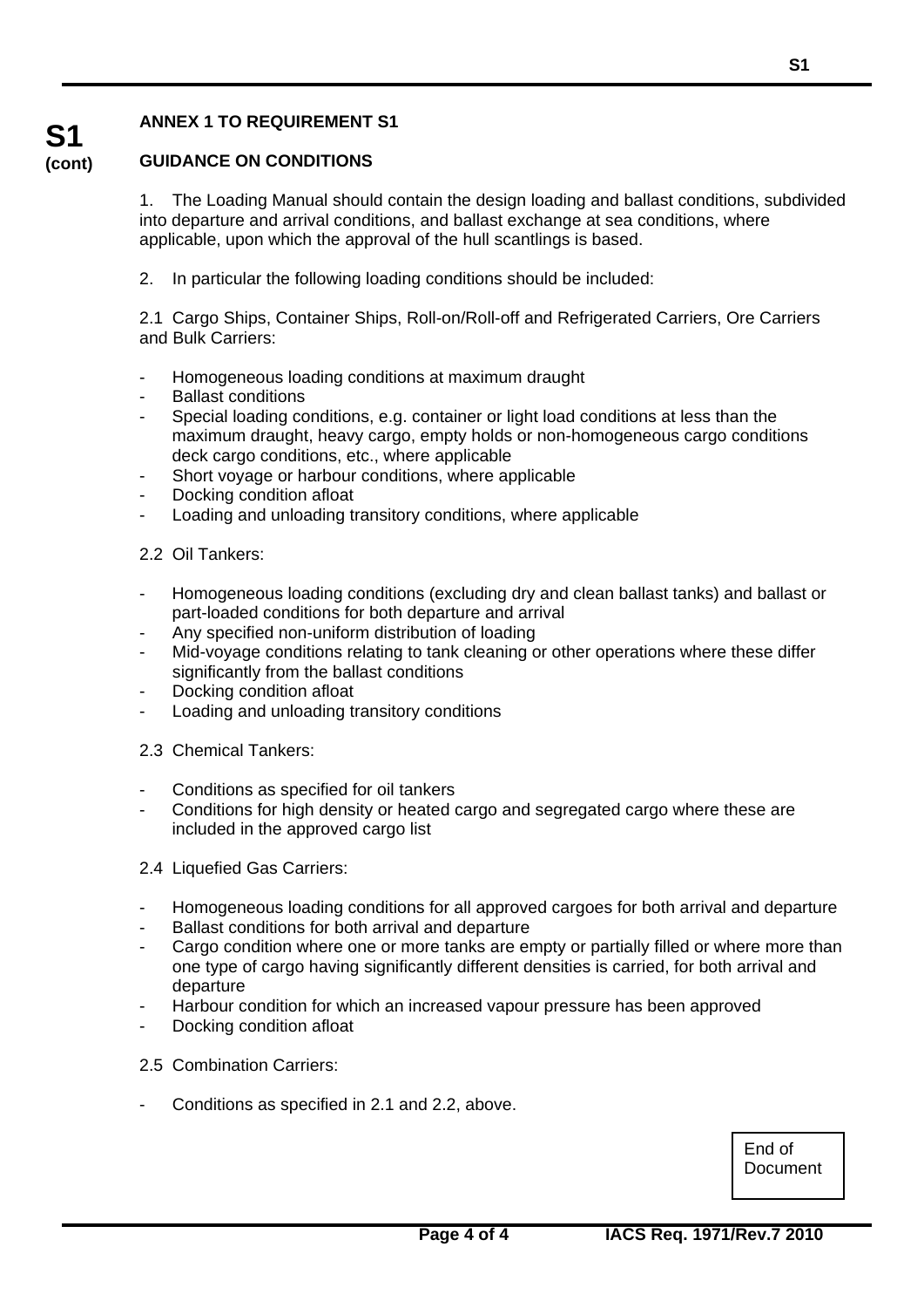**S1 (cont)**

## ANNEX 1 TO REQUIREMENT S1

### GUIDANCE ON CONDITIONS

1. The Loading Manual should contain the design loading and ballast conditions, subdivided into departure and arrival conditions, and ballast exchange at sea conditions, where applicable, upon which the approval of the hull scantlings is based.

2. In particular the following loading conditions should be included:

2.1 Cargo Ships, Container Ships, Roll-on/Roll-off and Refrigerated Carriers, Ore Carriers and Bulk Carriers:

- Homogeneous loading conditions at maximum draught
- Ballast conditions
- Special loading conditions, e.g. container or light load conditions at less than the maximum draught, heavy cargo, empty holds or non-homogeneous cargo conditions deck cargo conditions, etc., where applicable
- Short voyage or harbour conditions, where applicable
- Docking condition afloat
- Loading and unloading transitory conditions, where applicable

2.2 Oil Tankers:

- Homogeneous loading conditions (excluding dry and clean ballast tanks) and ballast or part-loaded conditions for both departure and arrival
- Any specified non-uniform distribution of loading
- Mid-voyage conditions relating to tank cleaning or other operations where these differ significantly from the ballast conditions
- Docking condition afloat
- Loading and unloading transitory conditions

2.3 Chemical Tankers:

- Conditions as specified for oil tankers
- Conditions for high density or heated cargo and segregated cargo where these are included in the approved cargo list

2.4 Liquefied Gas Carriers:

- Homogeneous loading conditions for all approved cargoes for both arrival and departure
- Ballast conditions for both arrival and departure
- Cargo condition where one or more tanks are empty or partially filled or where more than one type of cargo having significantly different densities is carried, for both arrival and departure
- Harbour condition for which an increased vapour pressure has been approved
- Docking condition afloat

2.5 Combination Carriers:

- Conditions as specified in 2.1 and 2.2, above.

End of Document